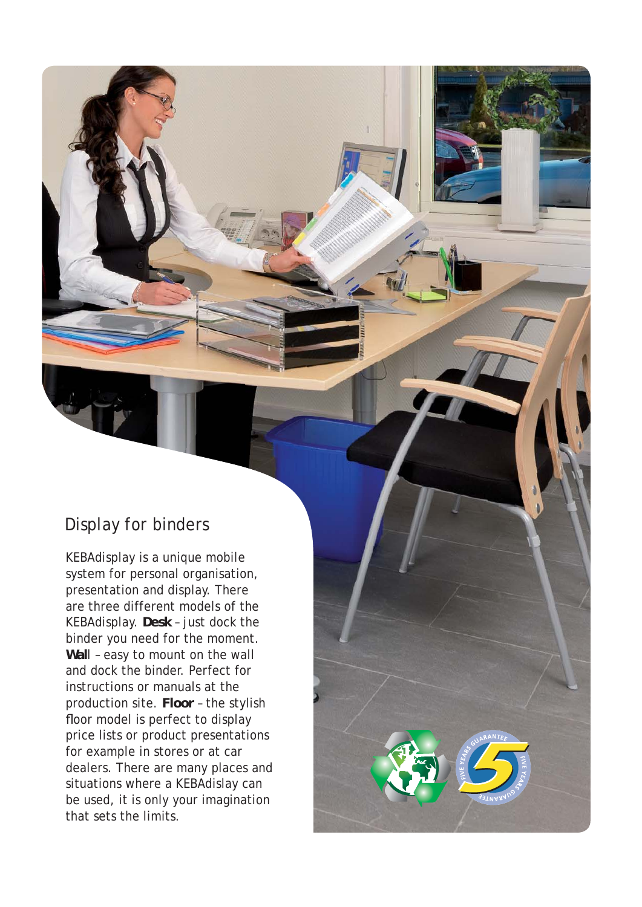## Display for binders

KEBAdisplay is a unique mobile system for personal organisation, presentation and display. There are three different models of the KEBAdisplay. **Desk** – just dock the binder you need for the moment. **Wal**l – easy to mount on the wall and dock the binder. Perfect for instructions or manuals at the production site. **Floor** – the stylish floor model is perfect to display price lists or product presentations for example in stores or at car dealers. There are many places and situations where a KEBAdislay can be used, it is only your imagination that sets the limits.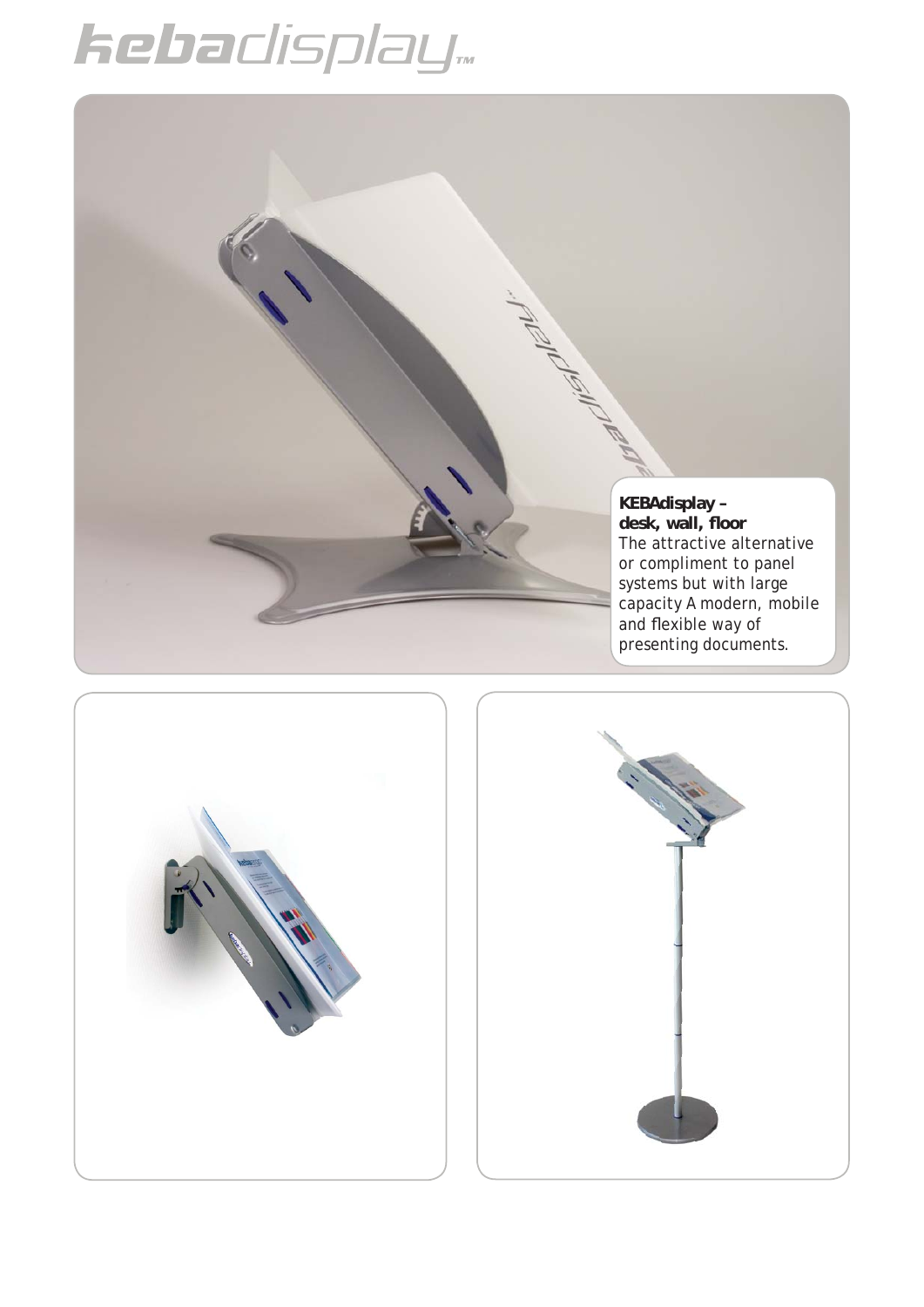# kebadisplay™

**KEBAdisplay – desk, wall, floor**

The attractive alternative or compliment to panel systems but with large capacity A modern, mobile and flexible way of presenting documents.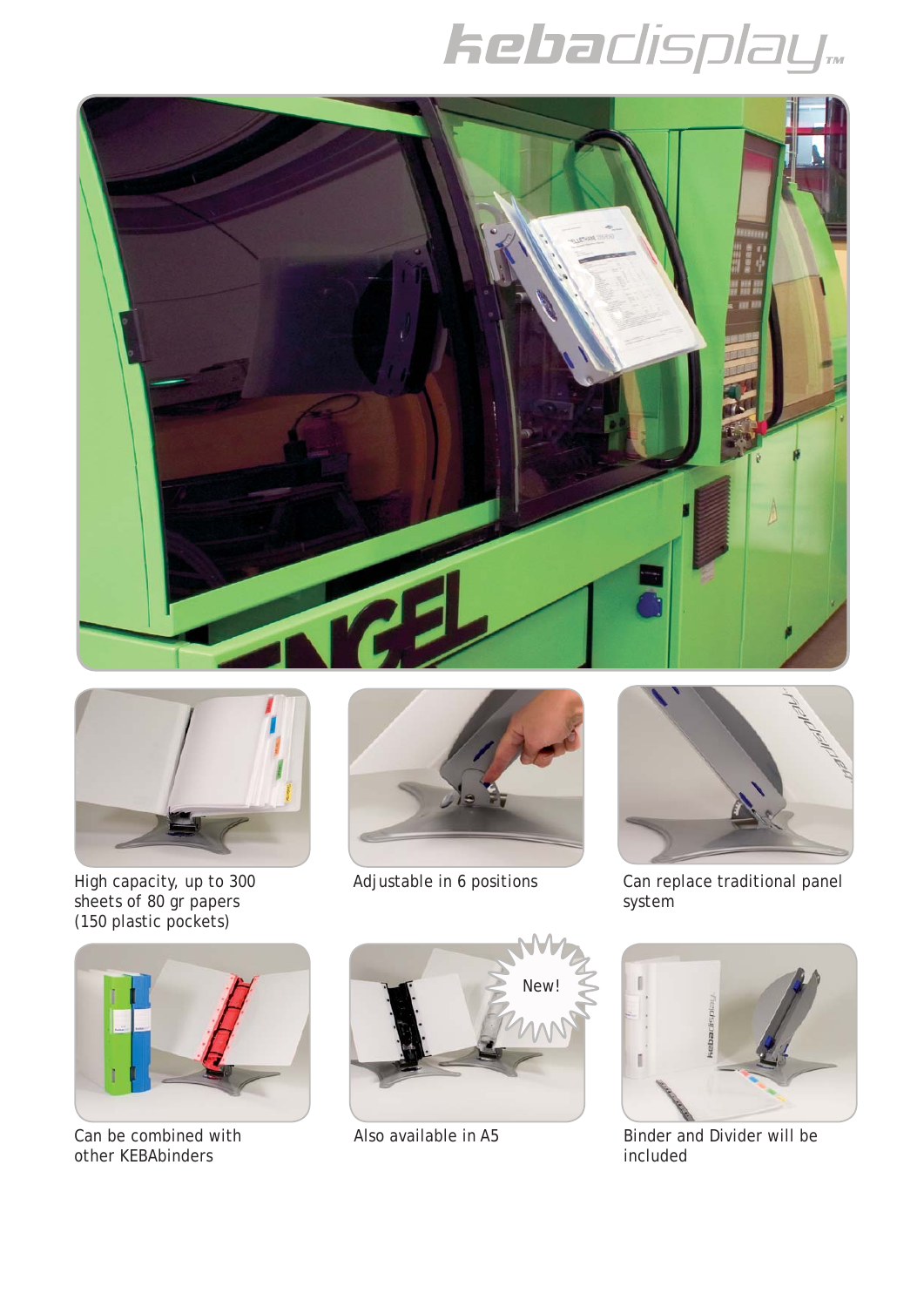# kebadisplay™

High capacity, up to 300 sheets of 80 gr papers (150 plastic pockets)

Adjustable in 6 positions

Can replace traditional panel system

Can be combined with other KEBAbinders

Also available in A5

New!

Binder and Divider will be included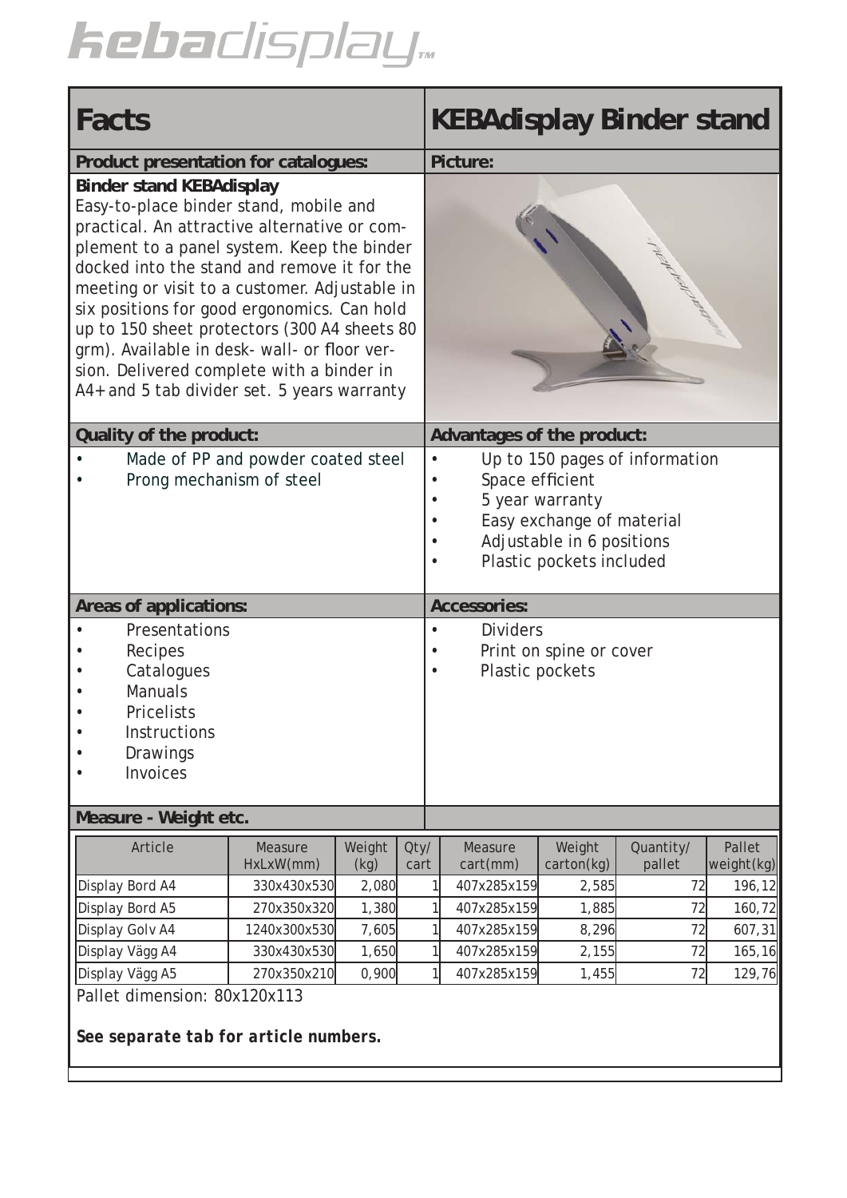# kebadisplay™

## Facts

## KEBAdisplay Binder stand

### Product presentation for catalogues:

**Binder stand KEBAdisplay**
Easy-to-place binder stand, mobile and practical. An attractive alternative or complement to a panel system. Keep the binder docked into the stand and remove it for the meeting or visit to a customer. Adjustable in six positions for good ergonomics. Can hold up to 150 sheet protectors (300 A4 sheets 80 grm). Available in desk- wall- or floor version. Delivered complete with a binder in A4+ and 5 tab divider set. 5 years warranty

### Picture:

### Quality of the product:

- Made of PP and powder coated steel
- Prong mechanism of steel

### Advantages of the product:

- Up to 150 pages of information
- Space efficient
- 5 year warranty
- Easy exchange of material
- Adjustable in 6 positions
- Plastic pockets included

### Areas of applications:

- Presentations
- Recipes
- Catalogues
- Manuals
- Pricelists
- Instructions
- Drawings
- Invoices

### Accessories:

- Dividers
- Print on spine or cover
- Plastic pockets

### Measure - Weight etc.

| Article | Measure HxLxW(mm) | Weight (kg) | Qty/ cart | Measure cart(mm) | Weight carton(kg) | Quantity/ pallet | Pallet weight(kg) |
|---|---|---|---|---|---|---|---|
| Display Bord A4 | 330x430x530 | 2,080 | 1 | 407x285x159 | 2,585 | 72 | 196,12 |
| Display Bord A5 | 270x350x320 | 1,380 | 1 | 407x285x159 | 1,885 | 72 | 160,72 |
| Display Golv A4 | 1240x300x530 | 7,605 | 1 | 407x285x159 | 8,296 | 72 | 607,31 |
| Display Vägg A4 | 330x430x530 | 1,650 | 1 | 407x285x159 | 2,155 | 72 | 165,16 |
| Display Vägg A5 | 270x350x210 | 0,900 | 1 | 407x285x159 | 1,455 | 72 | 129,76 |

Pallet dimension: 80x120x113

***See separate tab for article numbers.***